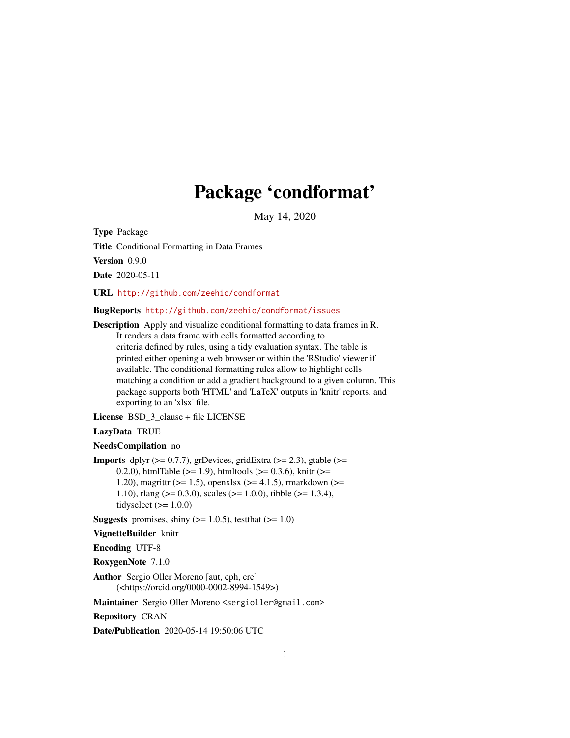# Package 'condformat'

May 14, 2020

**Type** Package

**Title** Conditional Formatting in Data Frames

**Version** 0.9.0

**Date** 2020-05-11

**URL** http://github.com/zeehio/condformat

**BugReports** http://github.com/zeehio/condformat/issues

**Description** Apply and visualize conditional formatting to data frames in R. It renders a data frame with cells formatted according to criteria defined by rules, using a tidy evaluation syntax. The table is printed either opening a web browser or within the 'RStudio' viewer if available. The conditional formatting rules allow to highlight cells matching a condition or add a gradient background to a given column. This package supports both 'HTML' and 'LaTeX' outputs in 'knitr' reports, and exporting to an 'xlsx' file.

**License** BSD_3_clause + file LICENSE

**LazyData** TRUE

**NeedsCompilation** no

**Imports** dplyr (>= 0.7.7), grDevices, gridExtra (>= 2.3), gtable (>= 0.2.0), htmlTable (>= 1.9), htmltools (>= 0.3.6), knitr (>= 1.20), magrittr (>= 1.5), openxlsx (>= 4.1.5), rmarkdown (>= 1.10), rlang (>= 0.3.0), scales (>= 1.0.0), tibble (>= 1.3.4), tidyselect (>= 1.0.0)

**Suggests** promises, shiny (>= 1.0.5), testthat (>= 1.0)

**VignetteBuilder** knitr

**Encoding** UTF-8

**RoxygenNote** 7.1.0

**Author** Sergio Oller Moreno [aut, cph, cre] (<https://orcid.org/0000-0002-8994-1549>)

**Maintainer** Sergio Oller Moreno <sergioller@gmail.com>

**Repository** CRAN

**Date/Publication** 2020-05-14 19:50:06 UTC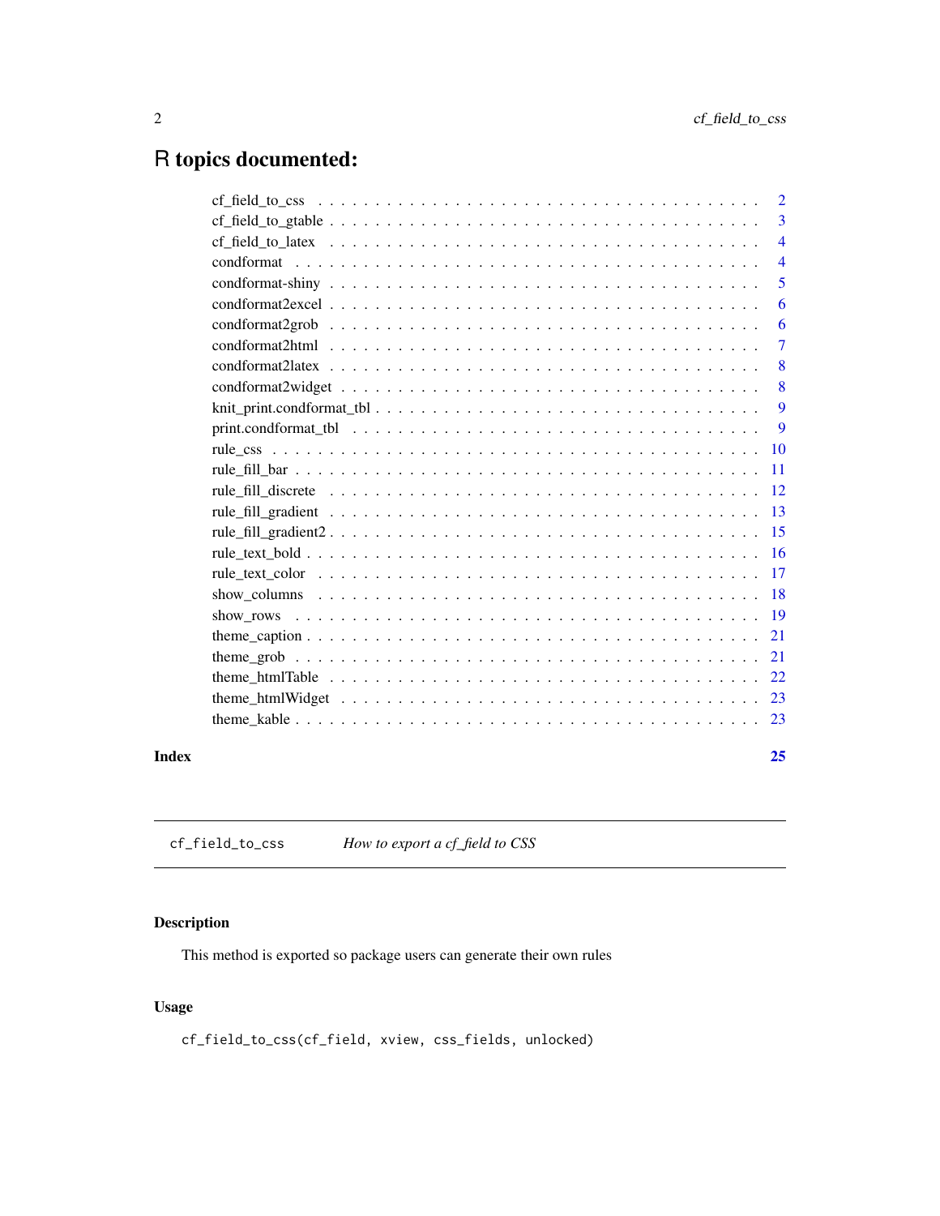# R topics documented:

| | |
|---|---|
| cf_field_to_css | 2 |
| cf_field_to_gtable | 3 |
| cf_field_to_latex | 4 |
| condformat | 4 |
| condformat-shiny | 5 |
| condformat2excel | 6 |
| condformat2grob | 6 |
| condformat2html | 7 |
| condformat2latex | 8 |
| condformat2widget | 8 |
| knit_print.condformat_tbl | 9 |
| print.condformat_tbl | 9 |
| rule_css | 10 |
| rule_fill_bar | 11 |
| rule_fill_discrete | 12 |
| rule_fill_gradient | 13 |
| rule_fill_gradient2 | 15 |
| rule_text_bold | 16 |
| rule_text_color | 17 |
| show_columns | 18 |
| show_rows | 19 |
| theme_caption | 21 |
| theme_grob | 21 |
| theme_htmlTable | 22 |
| theme_htmlWidget | 23 |
| theme_kable | 23 |

**Index** **25**

---

`cf_field_to_css` *How to export a cf_field to CSS*

---

## Description

This method is exported so package users can generate their own rules

## Usage

```
cf_field_to_css(cf_field, xview, css_fields, unlocked)
```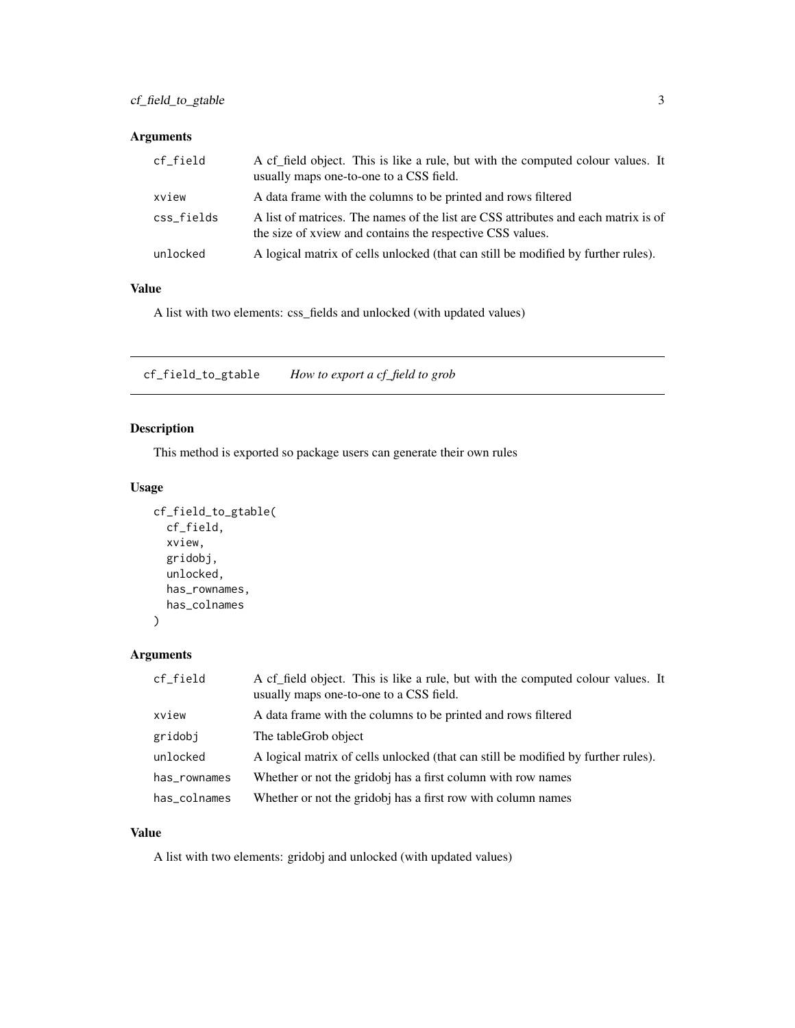### Arguments

| | |
|---|---|
| `cf_field` | A cf_field object. This is like a rule, but with the computed colour values. It usually maps one-to-one to a CSS field. |
| `xview` | A data frame with the columns to be printed and rows filtered |
| `css_fields` | A list of matrices. The names of the list are CSS attributes and each matrix is of the size of xview and contains the respective CSS values. |
| `unlocked` | A logical matrix of cells unlocked (that can still be modified by further rules). |

### Value

A list with two elements: css_fields and unlocked (with updated values)

---

## cf_field_to_gtable *How to export a cf_field to grob*

### Description

This method is exported so package users can generate their own rules

### Usage

```
cf_field_to_gtable(
  cf_field,
  xview,
  gridobj,
  unlocked,
  has_rownames,
  has_colnames
)
```

### Arguments

| | |
|---|---|
| `cf_field` | A cf_field object. This is like a rule, but with the computed colour values. It usually maps one-to-one to a CSS field. |
| `xview` | A data frame with the columns to be printed and rows filtered |
| `gridobj` | The tableGrob object |
| `unlocked` | A logical matrix of cells unlocked (that can still be modified by further rules). |
| `has_rownames` | Whether or not the gridobj has a first column with row names |
| `has_colnames` | Whether or not the gridobj has a first row with column names |

### Value

A list with two elements: gridobj and unlocked (with updated values)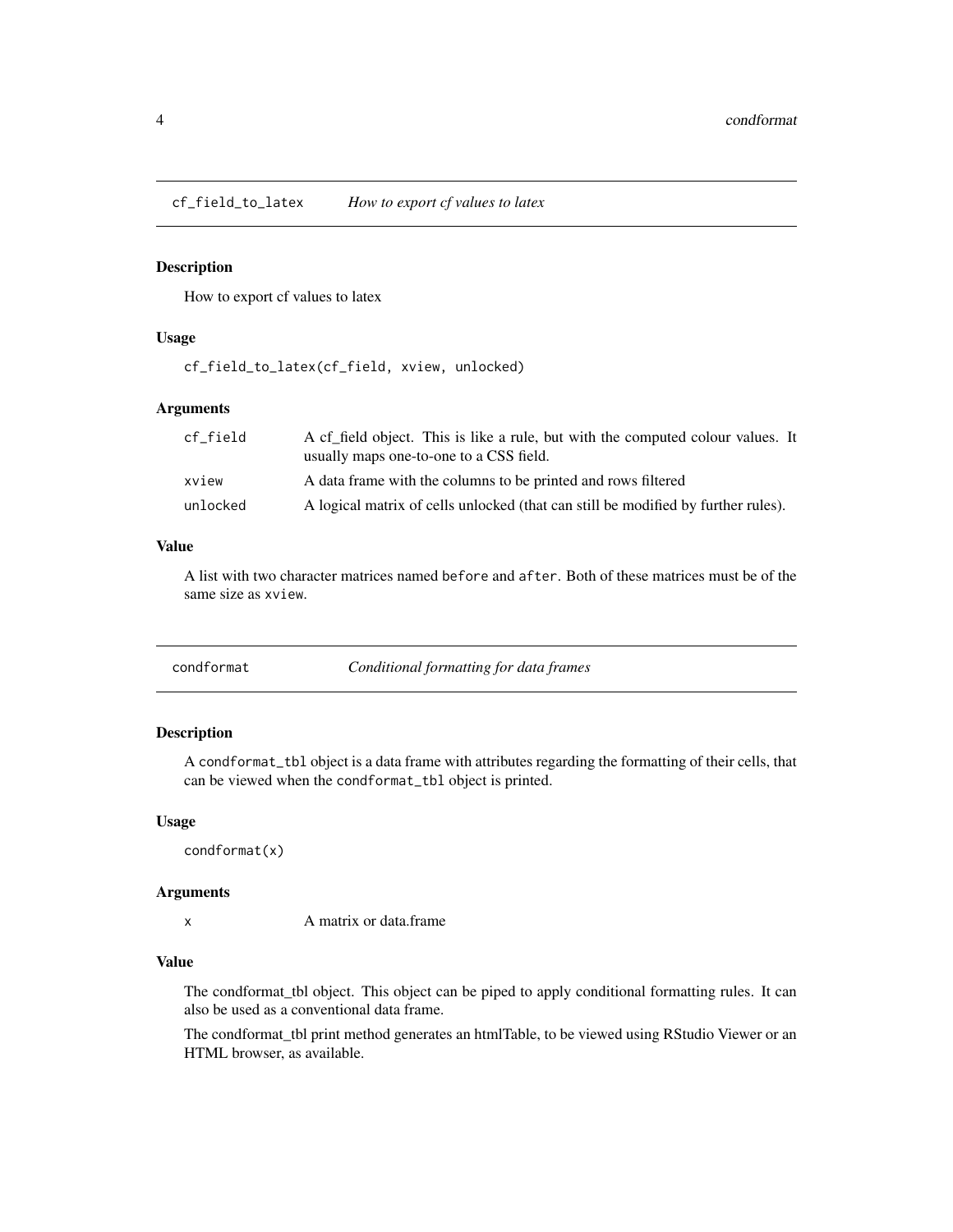## cf_field_to_latex — *How to export cf values to latex*

### Description

How to export cf values to latex

### Usage

```
cf_field_to_latex(cf_field, xview, unlocked)
```

### Arguments

| | |
|---|---|
| `cf_field` | A cf_field object. This is like a rule, but with the computed colour values. It usually maps one-to-one to a CSS field. |
| `xview` | A data frame with the columns to be printed and rows filtered |
| `unlocked` | A logical matrix of cells unlocked (that can still be modified by further rules). |

### Value

A list with two character matrices named `before` and `after`. Both of these matrices must be of the same size as `xview`.

## condformat — *Conditional formatting for data frames*

### Description

A `condformat_tbl` object is a data frame with attributes regarding the formatting of their cells, that can be viewed when the `condformat_tbl` object is printed.

### Usage

```
condformat(x)
```

### Arguments

| | |
|---|---|
| `x` | A matrix or data.frame |

### Value

The condformat_tbl object. This object can be piped to apply conditional formatting rules. It can also be used as a conventional data frame.

The condformat_tbl print method generates an htmlTable, to be viewed using RStudio Viewer or an HTML browser, as available.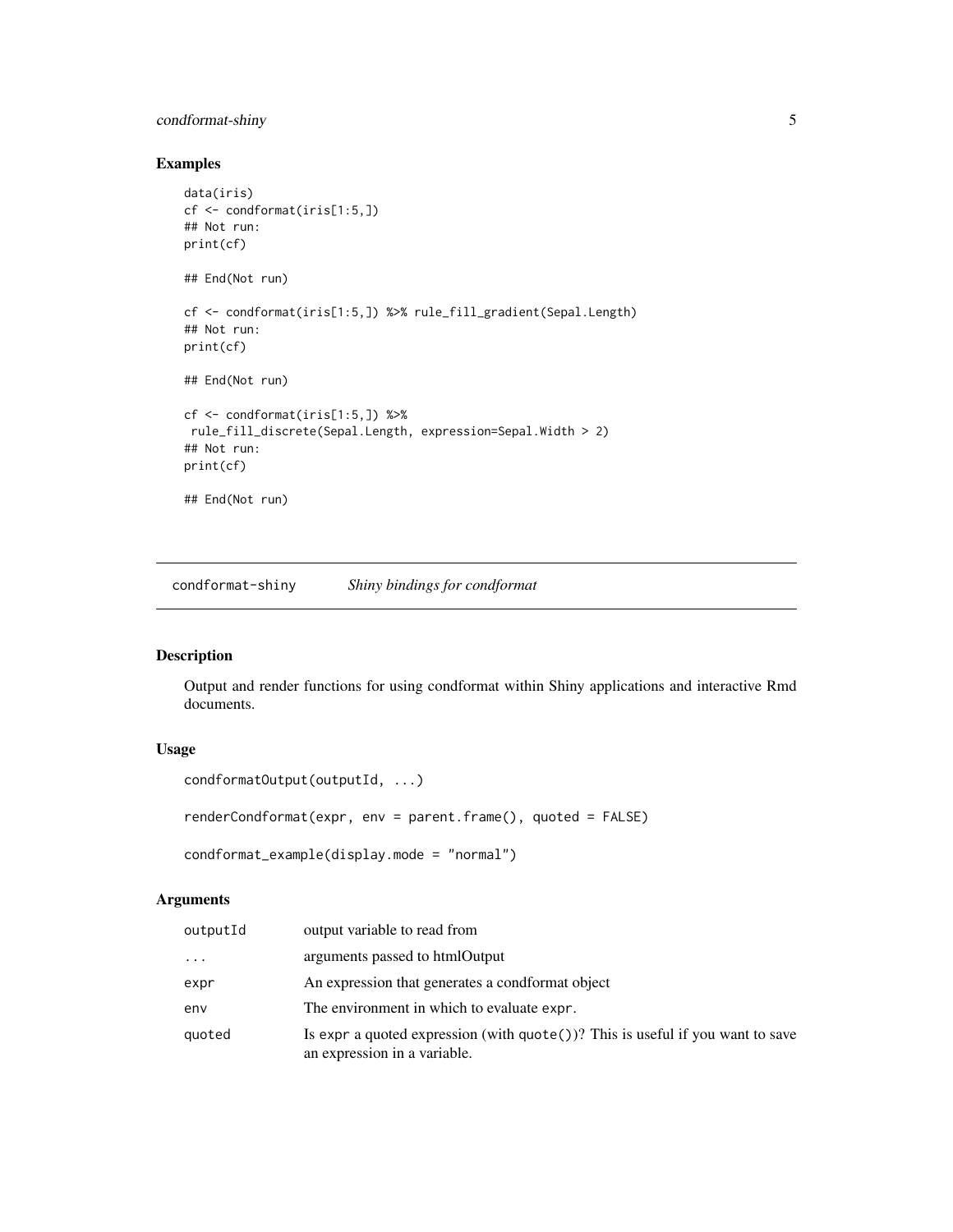## Examples

```
data(iris)
cf <- condformat(iris[1:5,])
## Not run:
print(cf)

## End(Not run)

cf <- condformat(iris[1:5,]) %>% rule_fill_gradient(Sepal.Length)
## Not run:
print(cf)

## End(Not run)

cf <- condformat(iris[1:5,]) %>%
 rule_fill_discrete(Sepal.Length, expression=Sepal.Width > 2)
## Not run:
print(cf)

## End(Not run)
```

---

# condformat-shiny *Shiny bindings for condformat*

## Description

Output and render functions for using condformat within Shiny applications and interactive Rmd documents.

## Usage

```
condformatOutput(outputId, ...)

renderCondformat(expr, env = parent.frame(), quoted = FALSE)

condformat_example(display.mode = "normal")
```

## Arguments

| | |
|---|---|
| `outputId` | output variable to read from |
| `...` | arguments passed to htmlOutput |
| `expr` | An expression that generates a condformat object |
| `env` | The environment in which to evaluate `expr`. |
| `quoted` | Is `expr` a quoted expression (with `quote()`)? This is useful if you want to save an expression in a variable. |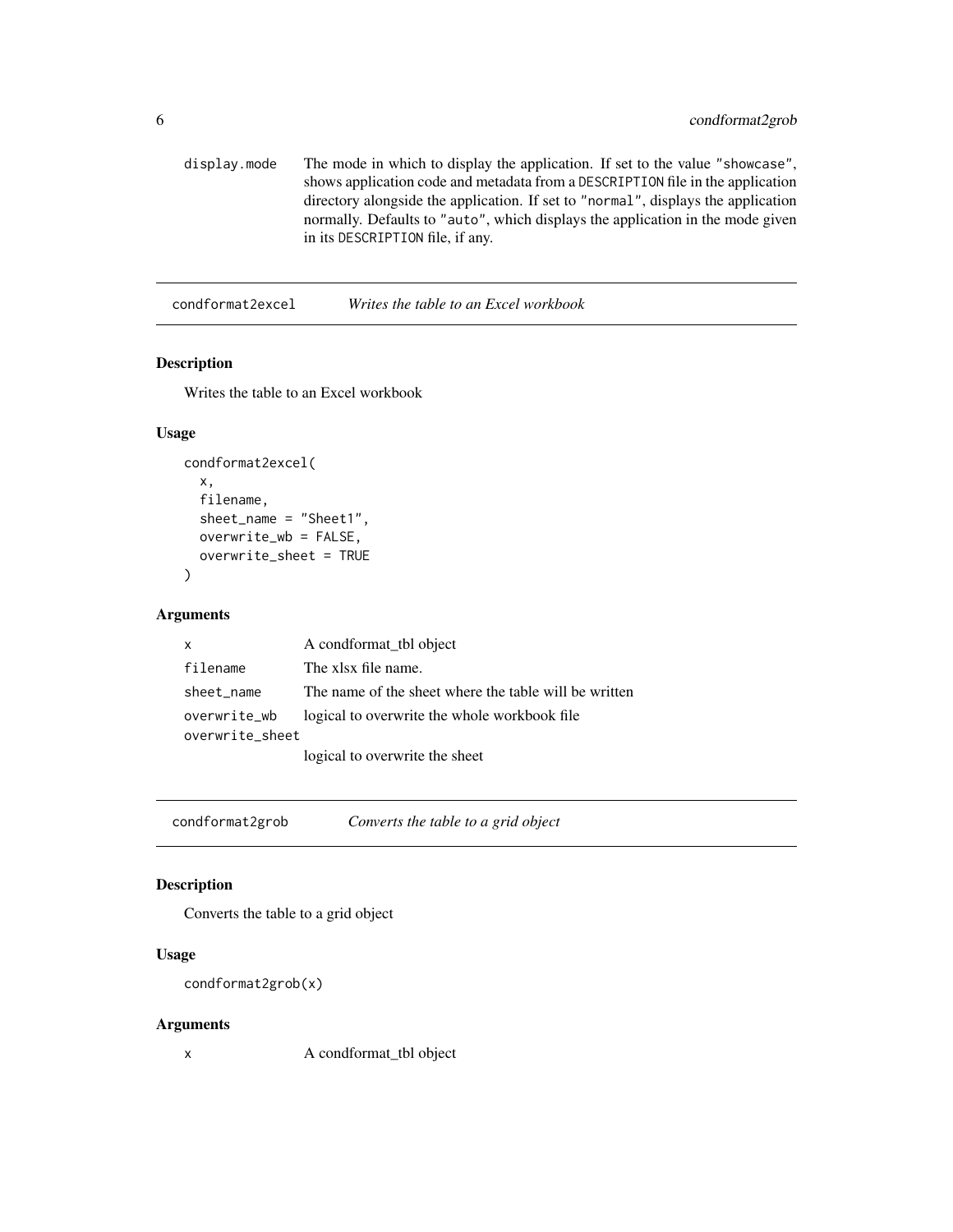| | |
|---|---|
| display.mode | The mode in which to display the application. If set to the value "showcase", shows application code and metadata from a DESCRIPTION file in the application directory alongside the application. If set to "normal", displays the application normally. Defaults to "auto", which displays the application in the mode given in its DESCRIPTION file, if any. |

## condformat2excel — *Writes the table to an Excel workbook*

### Description

Writes the table to an Excel workbook

### Usage

```
condformat2excel(
  x,
  filename,
  sheet_name = "Sheet1",
  overwrite_wb = FALSE,
  overwrite_sheet = TRUE
)
```

### Arguments

| | |
|---|---|
| x | A condformat_tbl object |
| filename | The xlsx file name. |
| sheet_name | The name of the sheet where the table will be written |
| overwrite_wb | logical to overwrite the whole workbook file |
| overwrite_sheet | logical to overwrite the sheet |

## condformat2grob — *Converts the table to a grid object*

### Description

Converts the table to a grid object

### Usage

```
condformat2grob(x)
```

### Arguments

| | |
|---|---|
| x | A condformat_tbl object |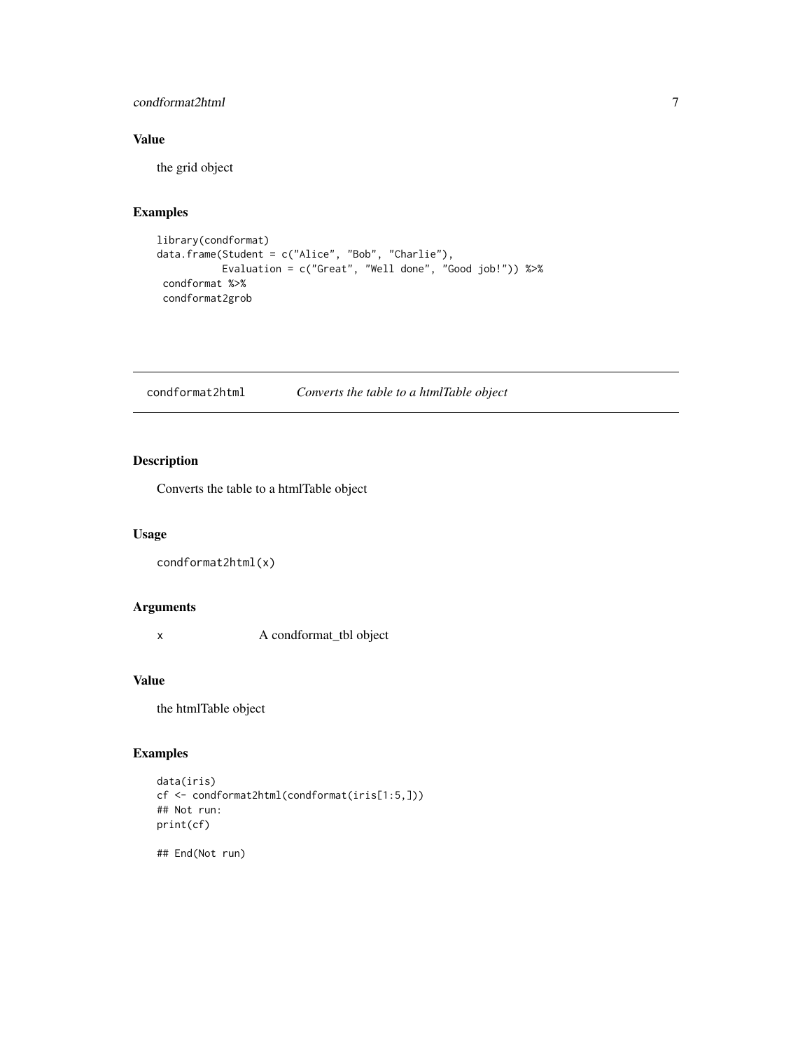### Value

the grid object

### Examples

```
library(condformat)
data.frame(Student = c("Alice", "Bob", "Charlie"),
           Evaluation = c("Great", "Well done", "Good job!")) %>%
 condformat %>%
 condformat2grob
```

---

## condformat2html — *Converts the table to a htmlTable object*

---

### Description

Converts the table to a htmlTable object

### Usage

```
condformat2html(x)
```

### Arguments

| | |
|---|---|
| x | A condformat_tbl object |

### Value

the htmlTable object

### Examples

```
data(iris)
cf <- condformat2html(condformat(iris[1:5,]))
## Not run:
print(cf)

## End(Not run)
```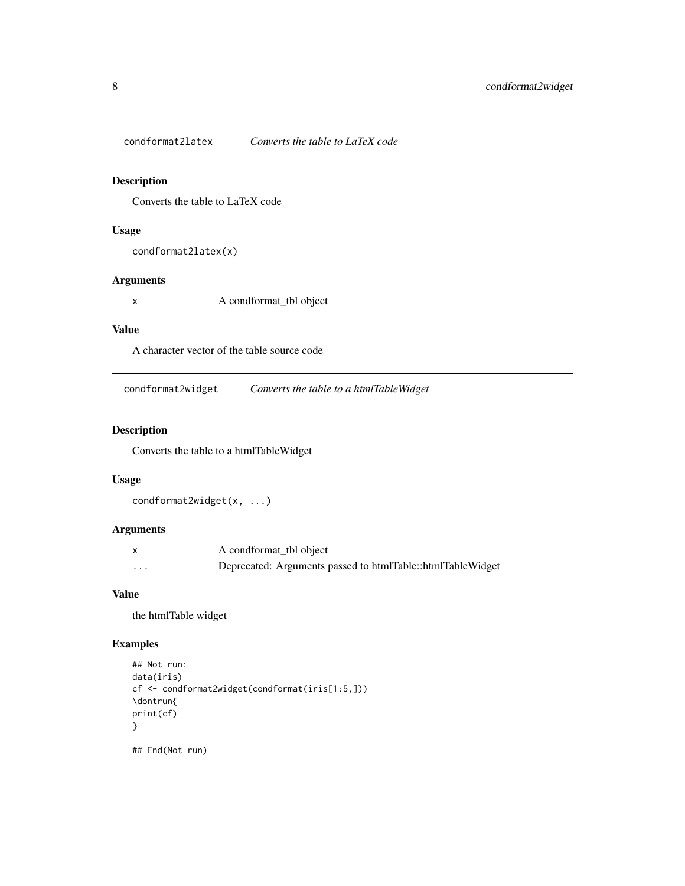## condformat2latex *Converts the table to LaTeX code*

### Description

Converts the table to LaTeX code

### Usage

```
condformat2latex(x)
```

### Arguments

| | |
|---|---|
| x | A condformat_tbl object |

### Value

A character vector of the table source code

## condformat2widget *Converts the table to a htmlTableWidget*

### Description

Converts the table to a htmlTableWidget

### Usage

```
condformat2widget(x, ...)
```

### Arguments

| | |
|---|---|
| x | A condformat_tbl object |
| ... | Deprecated: Arguments passed to htmlTable::htmlTableWidget |

### Value

the htmlTable widget

### Examples

```
## Not run:
data(iris)
cf <- condformat2widget(condformat(iris[1:5,]))
\dontrun{
print(cf)
}

## End(Not run)
```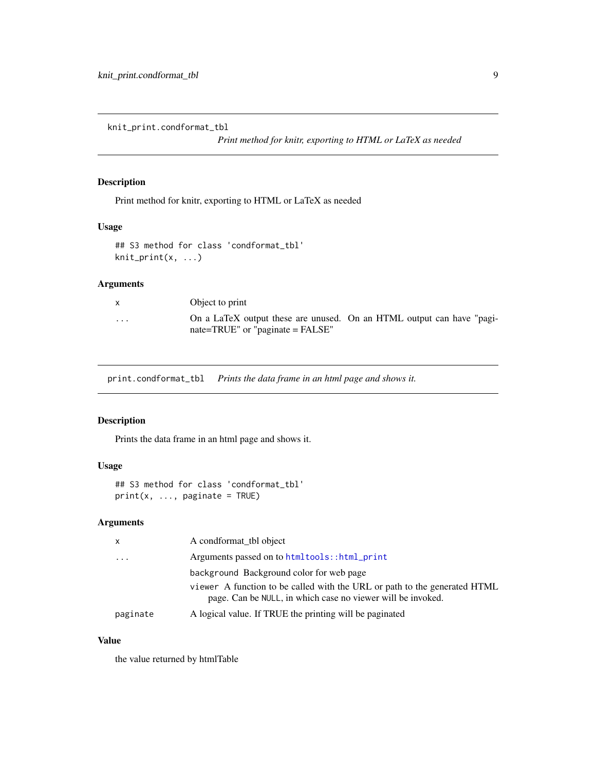## knit_print.condformat_tbl

*Print method for knitr, exporting to HTML or LaTeX as needed*

### Description

Print method for knitr, exporting to HTML or LaTeX as needed

### Usage

```
## S3 method for class 'condformat_tbl'
knit_print(x, ...)
```

### Arguments

| | |
|---|---|
| `x` | Object to print |
| `...` | On a LaTeX output these are unused. On an HTML output can have "paginate=TRUE" or "paginate = FALSE" |

## print.condformat_tbl

*Prints the data frame in an html page and shows it.*

### Description

Prints the data frame in an html page and shows it.

### Usage

```
## S3 method for class 'condformat_tbl'
print(x, ..., paginate = TRUE)
```

### Arguments

| | |
|---|---|
| `x` | A condformat_tbl object |
| `...` | Arguments passed on to `htmltools::html_print`<br>`background` Background color for web page<br>`viewer` A function to be called with the URL or path to the generated HTML page. Can be `NULL`, in which case no viewer will be invoked. |
| `paginate` | A logical value. If TRUE the printing will be paginated |

### Value

the value returned by htmlTable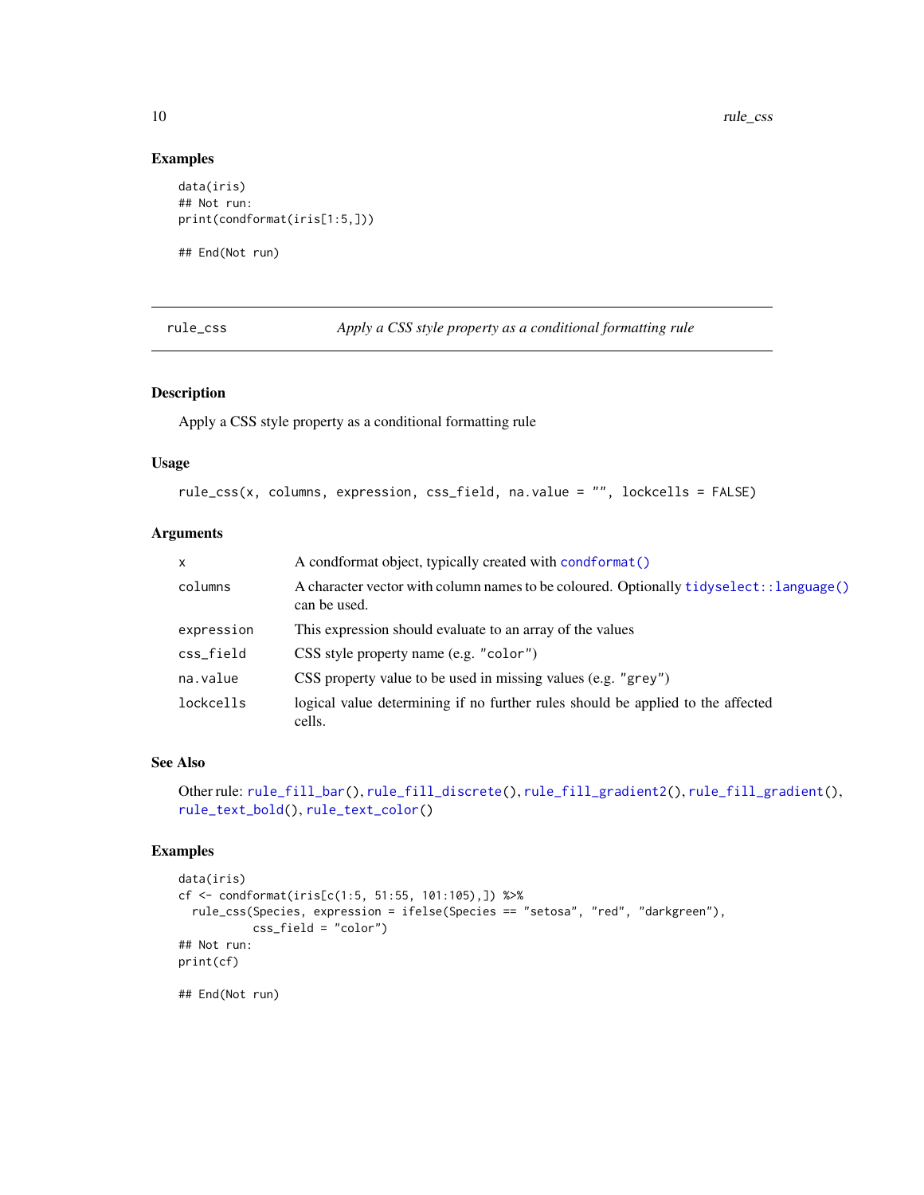## Examples

```
data(iris)
## Not run:
print(condformat(iris[1:5,]))

## End(Not run)
```

---

`rule_css` — *Apply a CSS style property as a conditional formatting rule*

---

### Description

Apply a CSS style property as a conditional formatting rule

### Usage

```
rule_css(x, columns, expression, css_field, na.value = "", lockcells = FALSE)
```

### Arguments

| | |
|---|---|
| `x` | A condformat object, typically created with `condformat()` |
| `columns` | A character vector with column names to be coloured. Optionally `tidyselect::language()` can be used. |
| `expression` | This expression should evaluate to an array of the values |
| `css_field` | CSS style property name (e.g. `"color"`) |
| `na.value` | CSS property value to be used in missing values (e.g. `"grey"`) |
| `lockcells` | logical value determining if no further rules should be applied to the affected cells. |

### See Also

Other rule: `rule_fill_bar()`, `rule_fill_discrete()`, `rule_fill_gradient2()`, `rule_fill_gradient()`, `rule_text_bold()`, `rule_text_color()`

### Examples

```
data(iris)
cf <- condformat(iris[c(1:5, 51:55, 101:105),]) %>%
  rule_css(Species, expression = ifelse(Species == "setosa", "red", "darkgreen"),
           css_field = "color")
## Not run:
print(cf)

## End(Not run)
```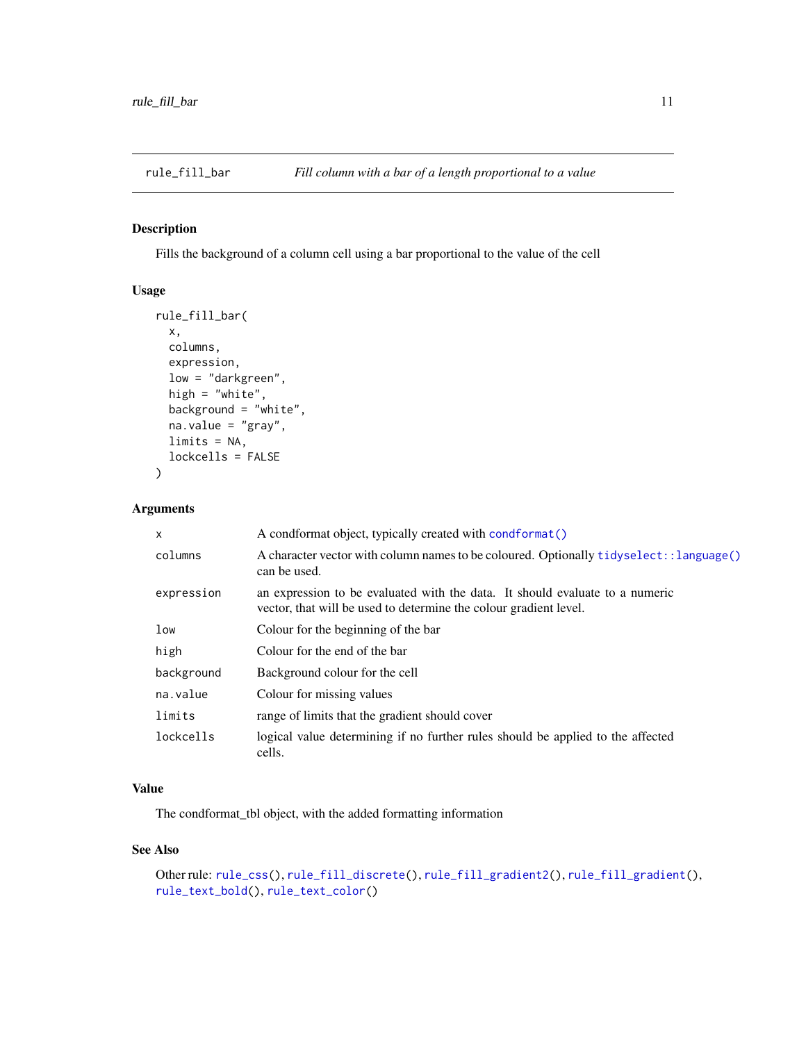## rule_fill_bar — *Fill column with a bar of a length proportional to a value*

### Description

Fills the background of a column cell using a bar proportional to the value of the cell

### Usage

```
rule_fill_bar(
  x,
  columns,
  expression,
  low = "darkgreen",
  high = "white",
  background = "white",
  na.value = "gray",
  limits = NA,
  lockcells = FALSE
)
```

### Arguments

| | |
|---|---|
| `x` | A condformat object, typically created with `condformat()` |
| `columns` | A character vector with column names to be coloured. Optionally `tidyselect::language()` can be used. |
| `expression` | an expression to be evaluated with the data. It should evaluate to a numeric vector, that will be used to determine the colour gradient level. |
| `low` | Colour for the beginning of the bar |
| `high` | Colour for the end of the bar |
| `background` | Background colour for the cell |
| `na.value` | Colour for missing values |
| `limits` | range of limits that the gradient should cover |
| `lockcells` | logical value determining if no further rules should be applied to the affected cells. |

### Value

The condformat_tbl object, with the added formatting information

### See Also

Other rule: `rule_css()`, `rule_fill_discrete()`, `rule_fill_gradient2()`, `rule_fill_gradient()`, `rule_text_bold()`, `rule_text_color()`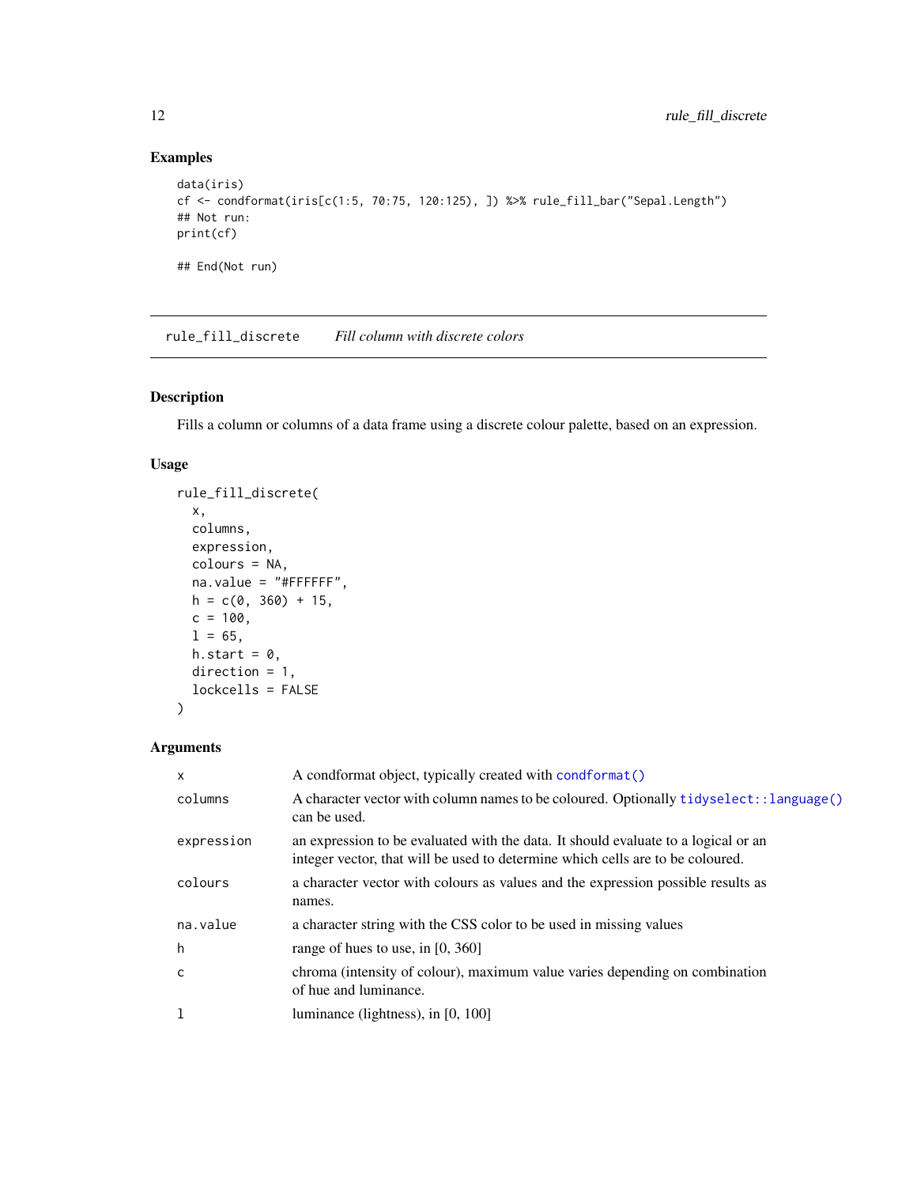## Examples

```
data(iris)
cf <- condformat(iris[c(1:5, 70:75, 120:125), ]) %>% rule_fill_bar("Sepal.Length")
## Not run:
print(cf)

## End(Not run)
```

---

`rule_fill_discrete` *Fill column with discrete colors*

---

## Description

Fills a column or columns of a data frame using a discrete colour palette, based on an expression.

## Usage

```
rule_fill_discrete(
  x,
  columns,
  expression,
  colours = NA,
  na.value = "#FFFFFF",
  h = c(0, 360) + 15,
  c = 100,
  l = 65,
  h.start = 0,
  direction = 1,
  lockcells = FALSE
)
```

## Arguments

| | |
|---|---|
| `x` | A condformat object, typically created with `condformat()` |
| `columns` | A character vector with column names to be coloured. Optionally `tidyselect::language()` can be used. |
| `expression` | an expression to be evaluated with the data. It should evaluate to a logical or an integer vector, that will be used to determine which cells are to be coloured. |
| `colours` | a character vector with colours as values and the expression possible results as names. |
| `na.value` | a character string with the CSS color to be used in missing values |
| `h` | range of hues to use, in [0, 360] |
| `c` | chroma (intensity of colour), maximum value varies depending on combination of hue and luminance. |
| `l` | luminance (lightness), in [0, 100] |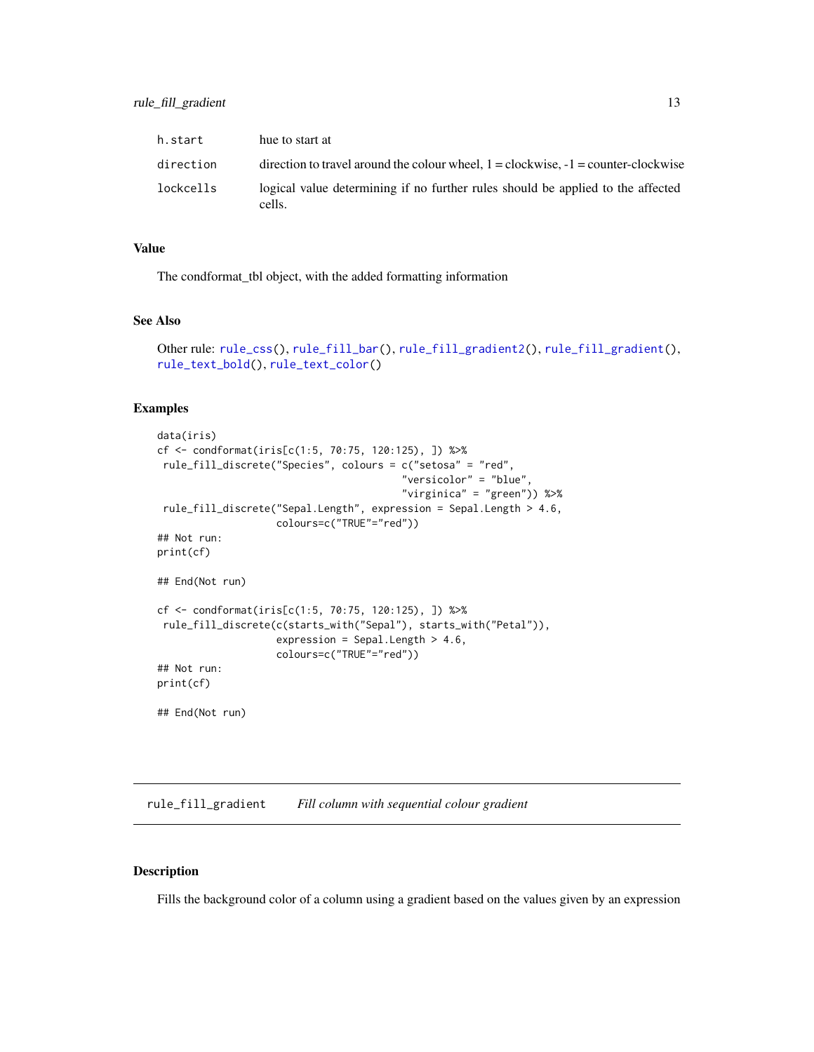| | |
|---|---|
| h.start | hue to start at |
| direction | direction to travel around the colour wheel, 1 = clockwise, -1 = counter-clockwise |
| lockcells | logical value determining if no further rules should be applied to the affected cells. |

### Value

The condformat_tbl object, with the added formatting information

### See Also

Other rule: rule_css(), rule_fill_bar(), rule_fill_gradient2(), rule_fill_gradient(), rule_text_bold(), rule_text_color()

### Examples

```
data(iris)
cf <- condformat(iris[c(1:5, 70:75, 120:125), ]) %>%
 rule_fill_discrete("Species", colours = c("setosa" = "red",
                                         "versicolor" = "blue",
                                         "virginica" = "green")) %>%
 rule_fill_discrete("Sepal.Length", expression = Sepal.Length > 4.6,
                    colours=c("TRUE"="red"))
## Not run:
print(cf)

## End(Not run)

cf <- condformat(iris[c(1:5, 70:75, 120:125), ]) %>%
 rule_fill_discrete(c(starts_with("Sepal"), starts_with("Petal")),
                    expression = Sepal.Length > 4.6,
                    colours=c("TRUE"="red"))
## Not run:
print(cf)

## End(Not run)
```

---

## rule_fill_gradient &nbsp;&nbsp; *Fill column with sequential colour gradient*

---

### Description

Fills the background color of a column using a gradient based on the values given by an expression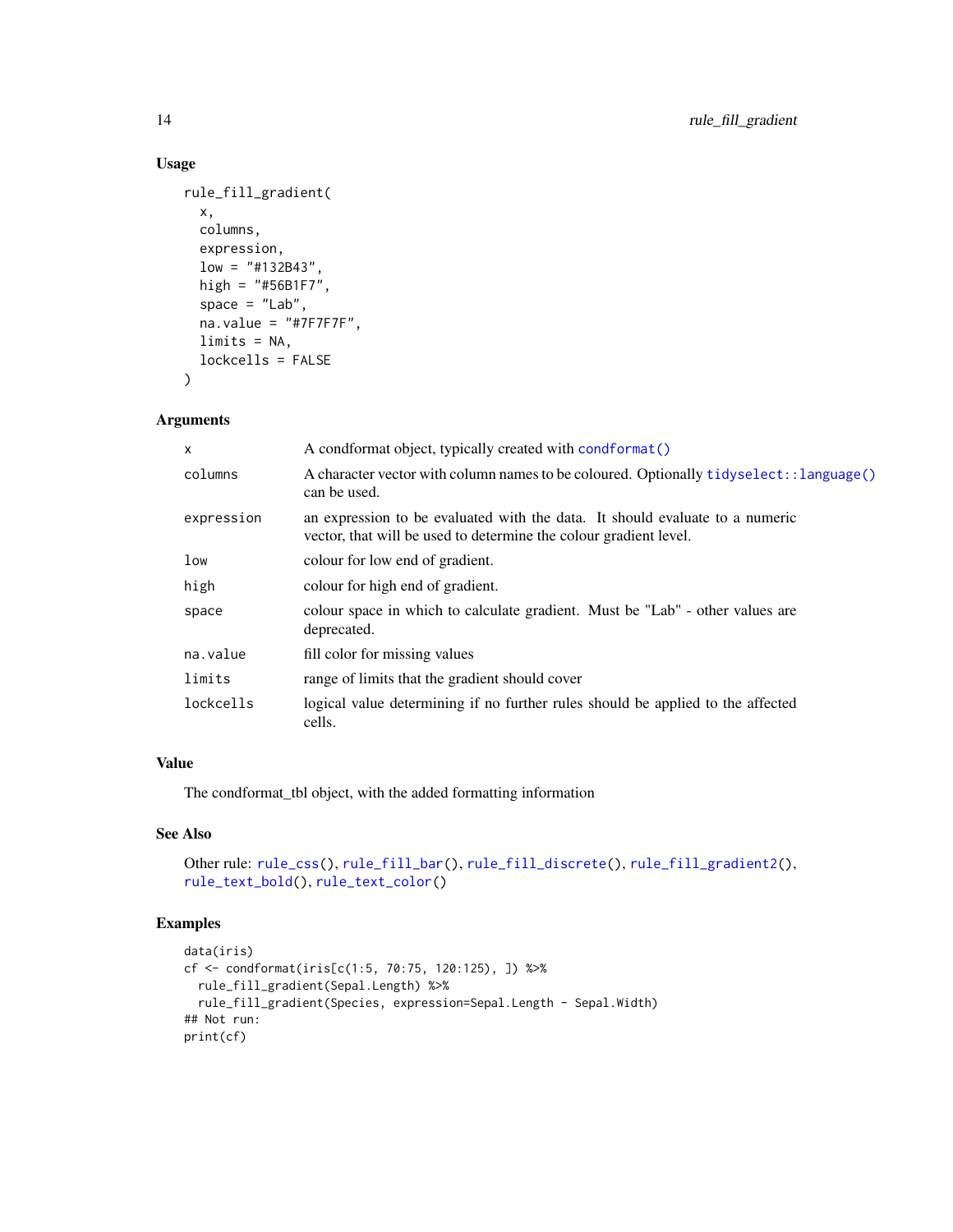### Usage

```
rule_fill_gradient(
  x,
  columns,
  expression,
  low = "#132B43",
  high = "#56B1F7",
  space = "Lab",
  na.value = "#7F7F7F",
  limits = NA,
  lockcells = FALSE
)
```

### Arguments

| | |
|---|---|
| `x` | A condformat object, typically created with `condformat()` |
| `columns` | A character vector with column names to be coloured. Optionally `tidyselect::language()` can be used. |
| `expression` | an expression to be evaluated with the data. It should evaluate to a numeric vector, that will be used to determine the colour gradient level. |
| `low` | colour for low end of gradient. |
| `high` | colour for high end of gradient. |
| `space` | colour space in which to calculate gradient. Must be "Lab" - other values are deprecated. |
| `na.value` | fill color for missing values |
| `limits` | range of limits that the gradient should cover |
| `lockcells` | logical value determining if no further rules should be applied to the affected cells. |

### Value

The condformat_tbl object, with the added formatting information

### See Also

Other rule: `rule_css()`, `rule_fill_bar()`, `rule_fill_discrete()`, `rule_fill_gradient2()`, `rule_text_bold()`, `rule_text_color()`

### Examples

```
data(iris)
cf <- condformat(iris[c(1:5, 70:75, 120:125), ]) %>%
  rule_fill_gradient(Sepal.Length) %>%
  rule_fill_gradient(Species, expression=Sepal.Length - Sepal.Width)
## Not run:
print(cf)
```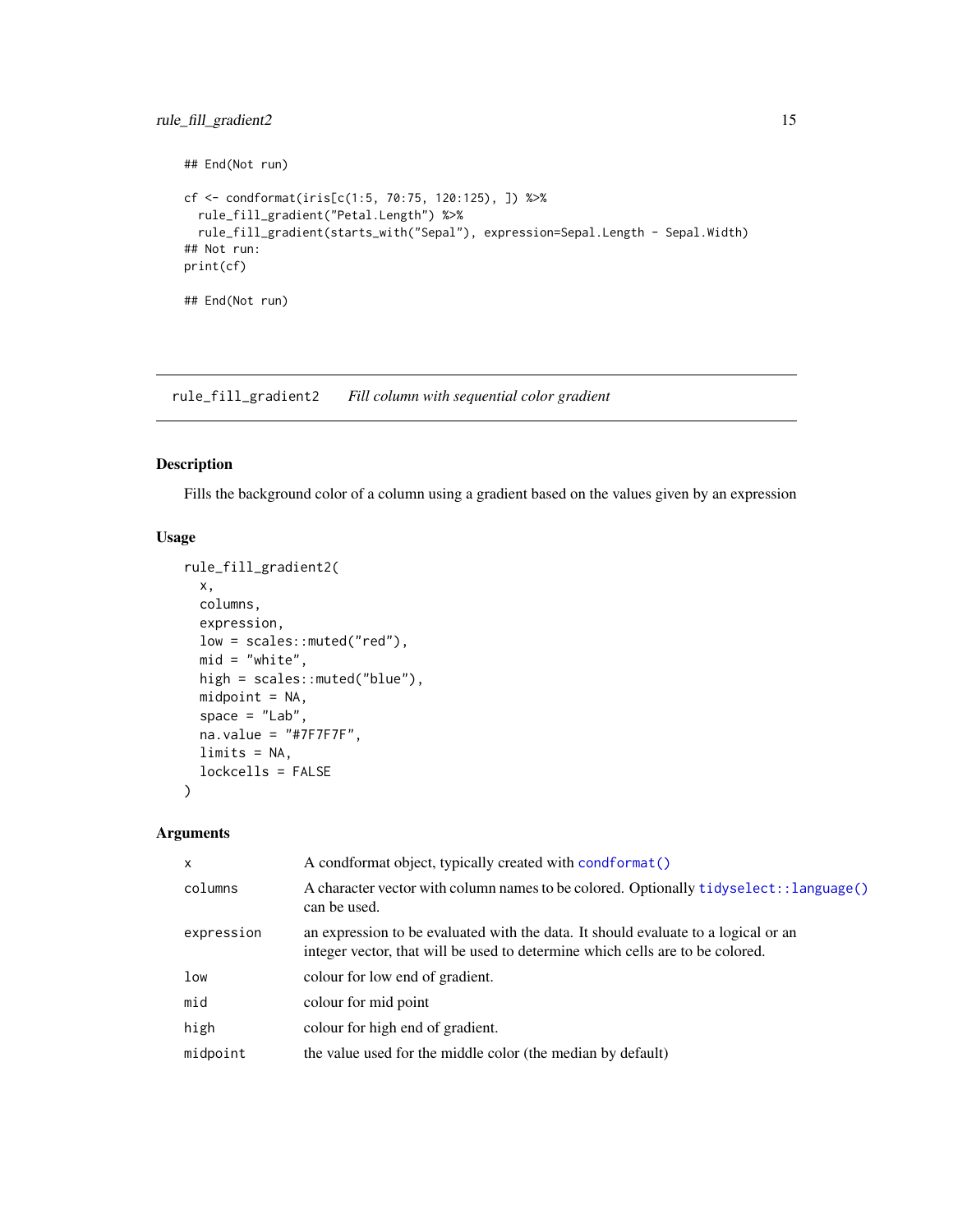```
## End(Not run)

cf <- condformat(iris[c(1:5, 70:75, 120:125), ]) %>%
  rule_fill_gradient("Petal.Length") %>%
  rule_fill_gradient(starts_with("Sepal"), expression=Sepal.Length - Sepal.Width)
## Not run:
print(cf)

## End(Not run)
```

---

## rule_fill_gradient2 — *Fill column with sequential color gradient*

---

### Description

Fills the background color of a column using a gradient based on the values given by an expression

### Usage

```
rule_fill_gradient2(
  x,
  columns,
  expression,
  low = scales::muted("red"),
  mid = "white",
  high = scales::muted("blue"),
  midpoint = NA,
  space = "Lab",
  na.value = "#7F7F7F",
  limits = NA,
  lockcells = FALSE
)
```

### Arguments

| | |
|---|---|
| `x` | A condformat object, typically created with `condformat()` |
| `columns` | A character vector with column names to be colored. Optionally `tidyselect::language()` can be used. |
| `expression` | an expression to be evaluated with the data. It should evaluate to a logical or an integer vector, that will be used to determine which cells are to be colored. |
| `low` | colour for low end of gradient. |
| `mid` | colour for mid point |
| `high` | colour for high end of gradient. |
| `midpoint` | the value used for the middle color (the median by default) |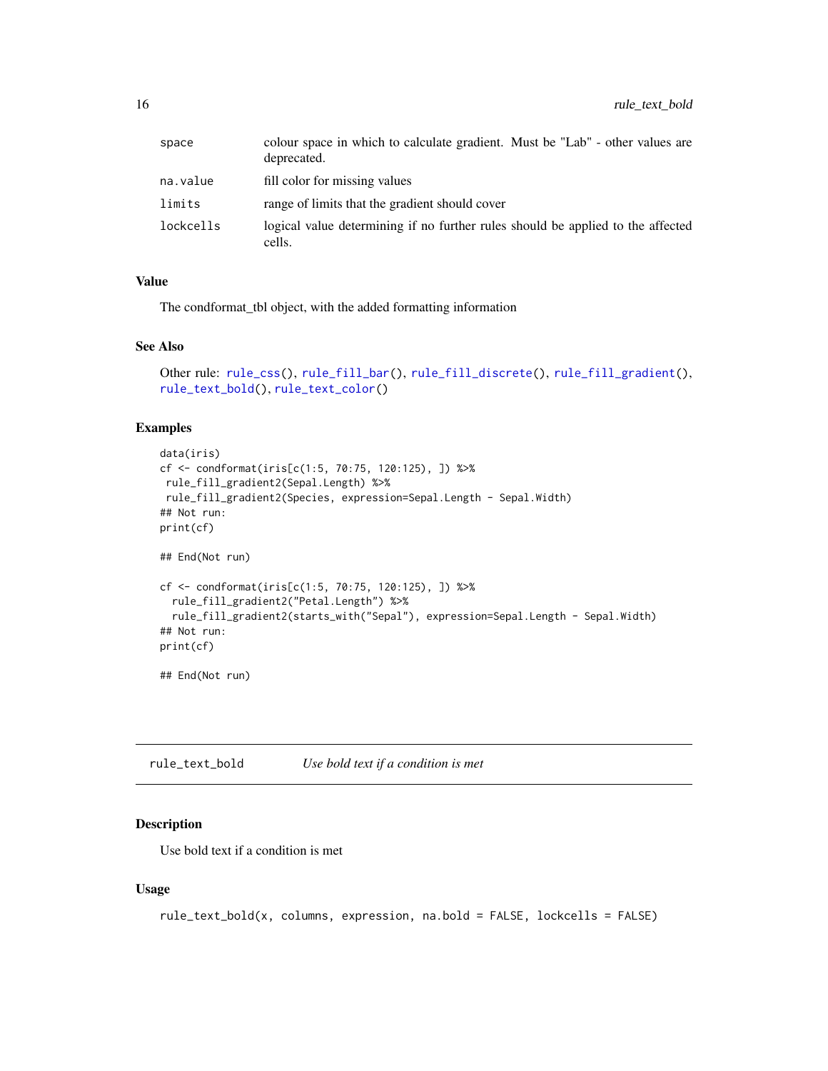| | |
|---|---|
| space | colour space in which to calculate gradient. Must be "Lab" - other values are deprecated. |
| na.value | fill color for missing values |
| limits | range of limits that the gradient should cover |
| lockcells | logical value determining if no further rules should be applied to the affected cells. |

### Value

The condformat_tbl object, with the added formatting information

### See Also

Other rule: rule_css(), rule_fill_bar(), rule_fill_discrete(), rule_fill_gradient(), rule_text_bold(), rule_text_color()

### Examples

```
data(iris)
cf <- condformat(iris[c(1:5, 70:75, 120:125), ]) %>%
 rule_fill_gradient2(Sepal.Length) %>%
 rule_fill_gradient2(Species, expression=Sepal.Length - Sepal.Width)
## Not run:
print(cf)

## End(Not run)

cf <- condformat(iris[c(1:5, 70:75, 120:125), ]) %>%
  rule_fill_gradient2("Petal.Length") %>%
  rule_fill_gradient2(starts_with("Sepal"), expression=Sepal.Length - Sepal.Width)
## Not run:
print(cf)

## End(Not run)
```

---

## rule_text_bold *Use bold text if a condition is met*

### Description

Use bold text if a condition is met

### Usage

```
rule_text_bold(x, columns, expression, na.bold = FALSE, lockcells = FALSE)
```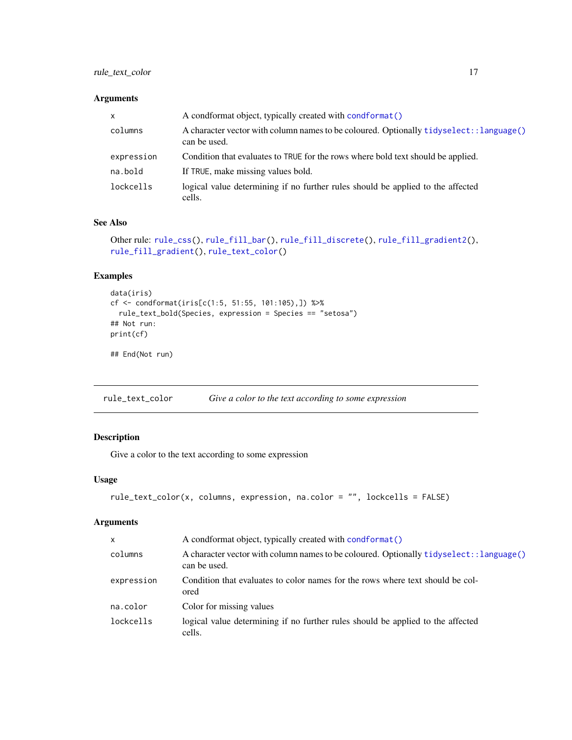### Arguments

| | |
|---|---|
| x | A condformat object, typically created with `condformat()` |
| columns | A character vector with column names to be coloured. Optionally `tidyselect::language()` can be used. |
| expression | Condition that evaluates to `TRUE` for the rows where bold text should be applied. |
| na.bold | If `TRUE`, make missing values bold. |
| lockcells | logical value determining if no further rules should be applied to the affected cells. |

### See Also

Other rule: `rule_css()`, `rule_fill_bar()`, `rule_fill_discrete()`, `rule_fill_gradient2()`, `rule_fill_gradient()`, `rule_text_color()`

### Examples

```
data(iris)
cf <- condformat(iris[c(1:5, 51:55, 101:105),]) %>%
  rule_text_bold(Species, expression = Species == "setosa")
## Not run:
print(cf)

## End(Not run)
```

---

## rule_text_color    *Give a color to the text according to some expression*

### Description

Give a color to the text according to some expression

### Usage

```
rule_text_color(x, columns, expression, na.color = "", lockcells = FALSE)
```

### Arguments

| | |
|---|---|
| x | A condformat object, typically created with `condformat()` |
| columns | A character vector with column names to be coloured. Optionally `tidyselect::language()` can be used. |
| expression | Condition that evaluates to color names for the rows where text should be colored |
| na.color | Color for missing values |
| lockcells | logical value determining if no further rules should be applied to the affected cells. |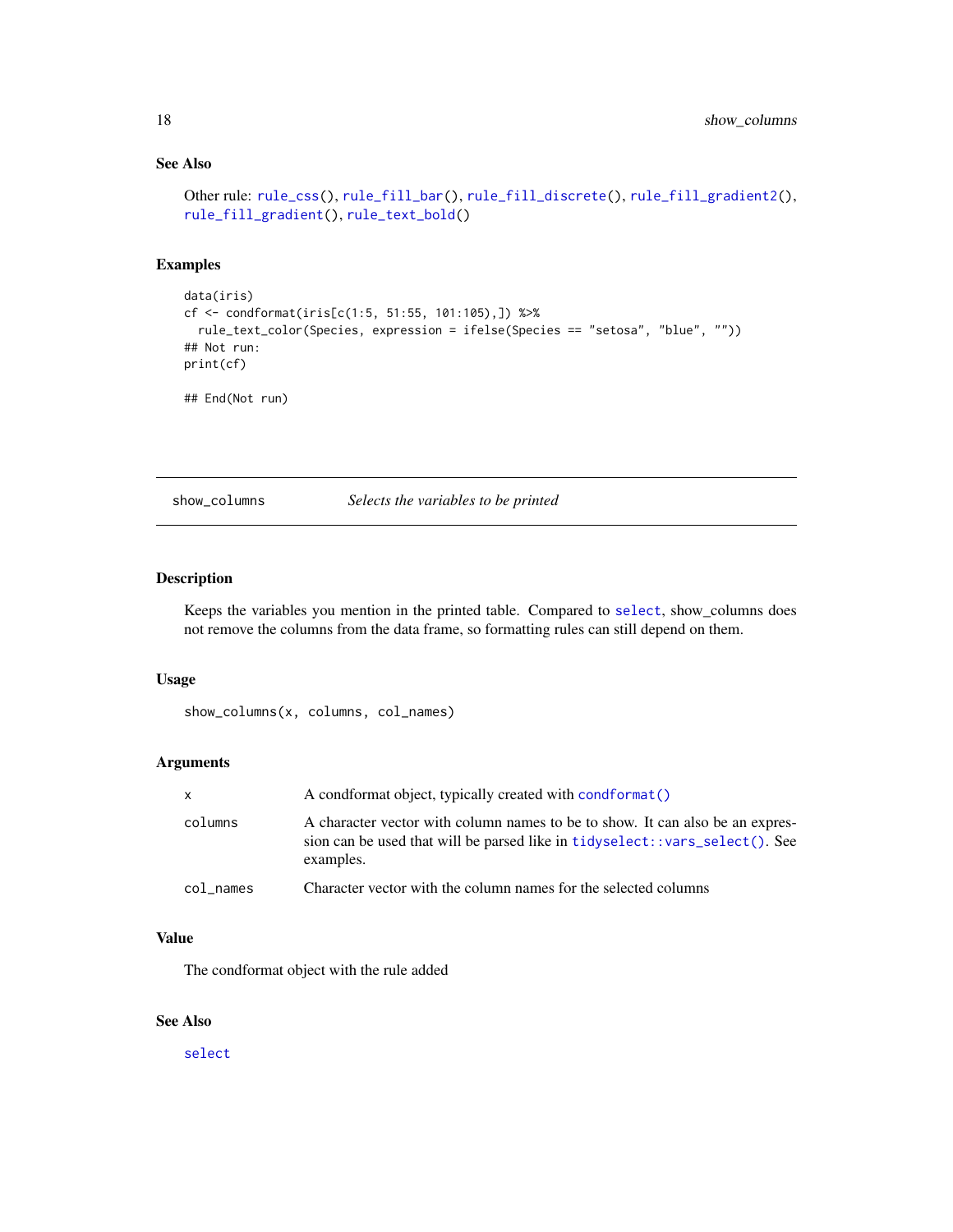### See Also

Other rule: `rule_css()`, `rule_fill_bar()`, `rule_fill_discrete()`, `rule_fill_gradient2()`, `rule_fill_gradient()`, `rule_text_bold()`

### Examples

```
data(iris)
cf <- condformat(iris[c(1:5, 51:55, 101:105),]) %>%
  rule_text_color(Species, expression = ifelse(Species == "setosa", "blue", ""))
## Not run:
print(cf)

## End(Not run)
```

---

## show_columns *Selects the variables to be printed*

---

### Description

Keeps the variables you mention in the printed table. Compared to `select`, show_columns does not remove the columns from the data frame, so formatting rules can still depend on them.

### Usage

```
show_columns(x, columns, col_names)
```

### Arguments

| | |
|---|---|
| `x` | A condformat object, typically created with `condformat()` |
| `columns` | A character vector with column names to be to show. It can also be an expression can be used that will be parsed like in `tidyselect::vars_select()`. See examples. |
| `col_names` | Character vector with the column names for the selected columns |

### Value

The condformat object with the rule added

### See Also

`select`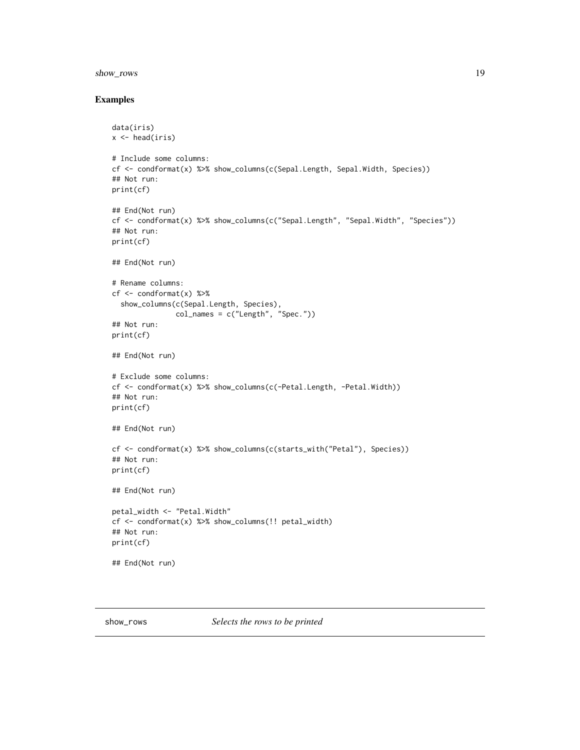## Examples

```
data(iris)
x <- head(iris)

# Include some columns:
cf <- condformat(x) %>% show_columns(c(Sepal.Length, Sepal.Width, Species))
## Not run:
print(cf)

## End(Not run)
cf <- condformat(x) %>% show_columns(c("Sepal.Length", "Sepal.Width", "Species"))
## Not run:
print(cf)

## End(Not run)

# Rename columns:
cf <- condformat(x) %>%
  show_columns(c(Sepal.Length, Species),
               col_names = c("Length", "Spec."))
## Not run:
print(cf)

## End(Not run)

# Exclude some columns:
cf <- condformat(x) %>% show_columns(c(-Petal.Length, -Petal.Width))
## Not run:
print(cf)

## End(Not run)

cf <- condformat(x) %>% show_columns(c(starts_with("Petal"), Species))
## Not run:
print(cf)

## End(Not run)

petal_width <- "Petal.Width"
cf <- condformat(x) %>% show_columns(!! petal_width)
## Not run:
print(cf)

## End(Not run)
```

---

show_rows *Selects the rows to be printed*

---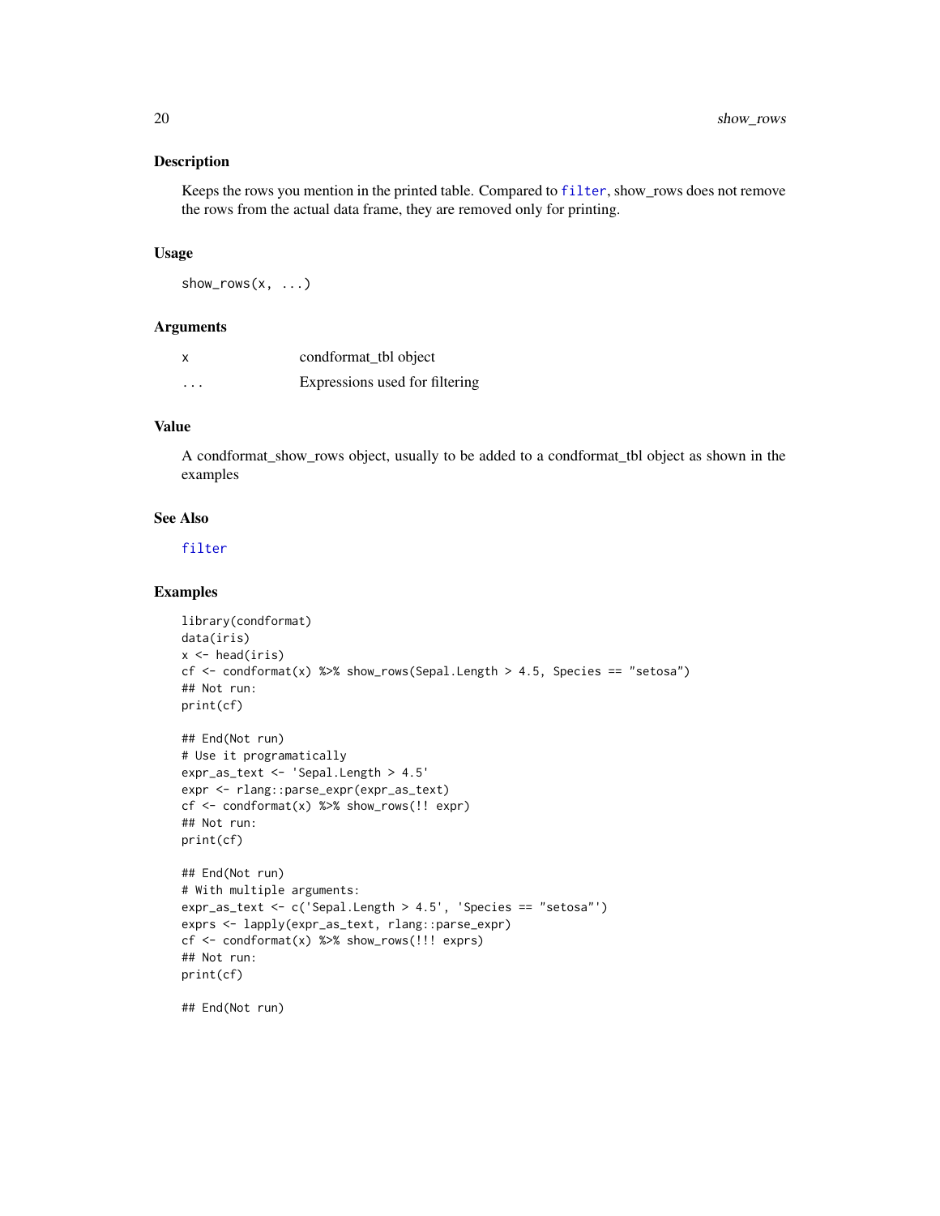### Description

Keeps the rows you mention in the printed table. Compared to `filter`, show_rows does not remove the rows from the actual data frame, they are removed only for printing.

### Usage

```
show_rows(x, ...)
```

### Arguments

| | |
|---|---|
| x | condformat_tbl object |
| ... | Expressions used for filtering |

### Value

A condformat_show_rows object, usually to be added to a condformat_tbl object as shown in the examples

### See Also

`filter`

### Examples

```
library(condformat)
data(iris)
x <- head(iris)
cf <- condformat(x) %>% show_rows(Sepal.Length > 4.5, Species == "setosa")
## Not run:
print(cf)

## End(Not run)
# Use it programatically
expr_as_text <- 'Sepal.Length > 4.5'
expr <- rlang::parse_expr(expr_as_text)
cf <- condformat(x) %>% show_rows(!! expr)
## Not run:
print(cf)

## End(Not run)
# With multiple arguments:
expr_as_text <- c('Sepal.Length > 4.5', 'Species == "setosa"')
exprs <- lapply(expr_as_text, rlang::parse_expr)
cf <- condformat(x) %>% show_rows(!!! exprs)
## Not run:
print(cf)

## End(Not run)
```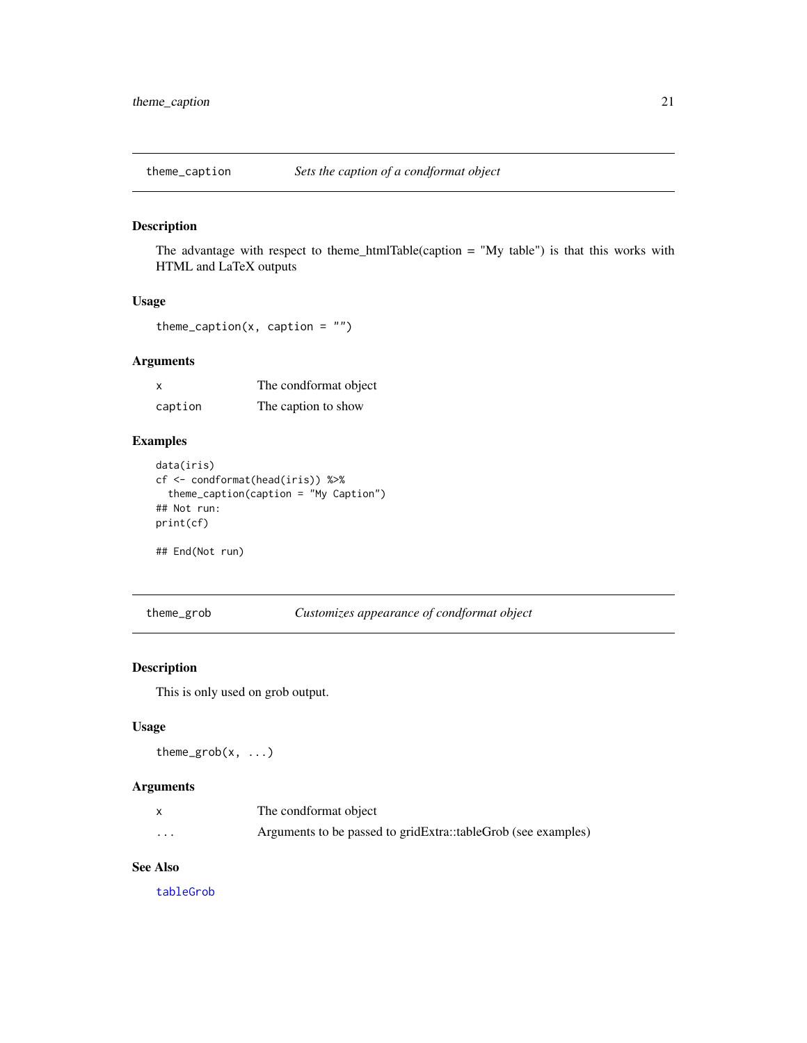## theme_caption — *Sets the caption of a condformat object*

### Description

The advantage with respect to theme_htmlTable(caption = "My table") is that this works with HTML and LaTeX outputs

### Usage

```
theme_caption(x, caption = "")
```

### Arguments

| | |
|---|---|
| x | The condformat object |
| caption | The caption to show |

### Examples

```
data(iris)
cf <- condformat(head(iris)) %>%
  theme_caption(caption = "My Caption")
## Not run:
print(cf)

## End(Not run)
```

## theme_grob — *Customizes appearance of condformat object*

### Description

This is only used on grob output.

### Usage

```
theme_grob(x, ...)
```

### Arguments

| | |
|---|---|
| x | The condformat object |
| ... | Arguments to be passed to gridExtra::tableGrob (see examples) |

### See Also

tableGrob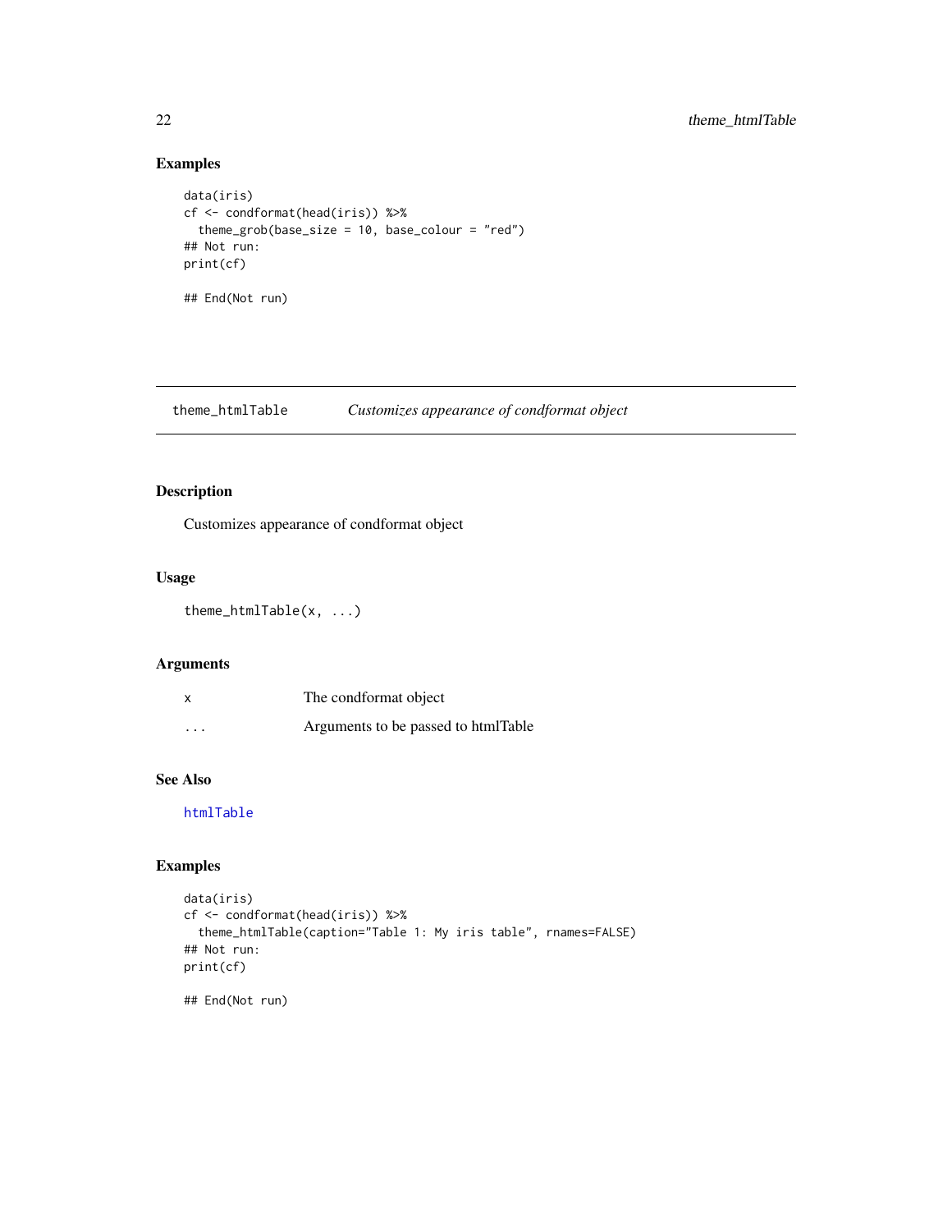### Examples

```
data(iris)
cf <- condformat(head(iris)) %>%
  theme_grob(base_size = 10, base_colour = "red")
## Not run:
print(cf)

## End(Not run)
```

---

## theme_htmlTable — *Customizes appearance of condformat object*

---

### Description

Customizes appearance of condformat object

### Usage

```
theme_htmlTable(x, ...)
```

### Arguments

| | |
|---|---|
| `x` | The condformat object |
| `...` | Arguments to be passed to htmlTable |

### See Also

`htmlTable`

### Examples

```
data(iris)
cf <- condformat(head(iris)) %>%
  theme_htmlTable(caption="Table 1: My iris table", rnames=FALSE)
## Not run:
print(cf)

## End(Not run)
```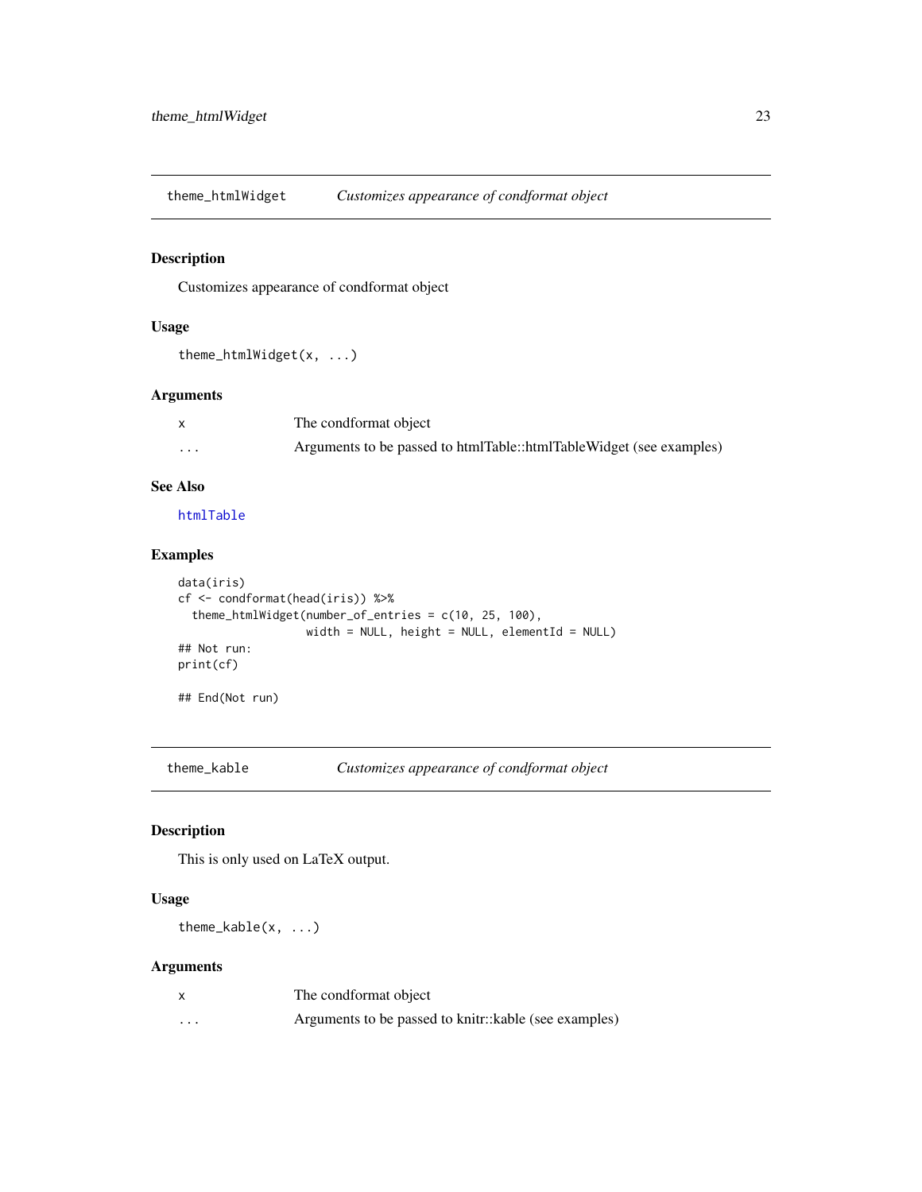## theme_htmlWidget — *Customizes appearance of condformat object*

### Description

Customizes appearance of condformat object

### Usage

```
theme_htmlWidget(x, ...)
```

### Arguments

| | |
|---|---|
| x | The condformat object |
| ... | Arguments to be passed to htmlTable::htmlTableWidget (see examples) |

### See Also

htmlTable

### Examples

```
data(iris)
cf <- condformat(head(iris)) %>%
  theme_htmlWidget(number_of_entries = c(10, 25, 100),
                   width = NULL, height = NULL, elementId = NULL)
## Not run:
print(cf)

## End(Not run)
```

## theme_kable — *Customizes appearance of condformat object*

### Description

This is only used on LaTeX output.

### Usage

```
theme_kable(x, ...)
```

### Arguments

| | |
|---|---|
| x | The condformat object |
| ... | Arguments to be passed to knitr::kable (see examples) |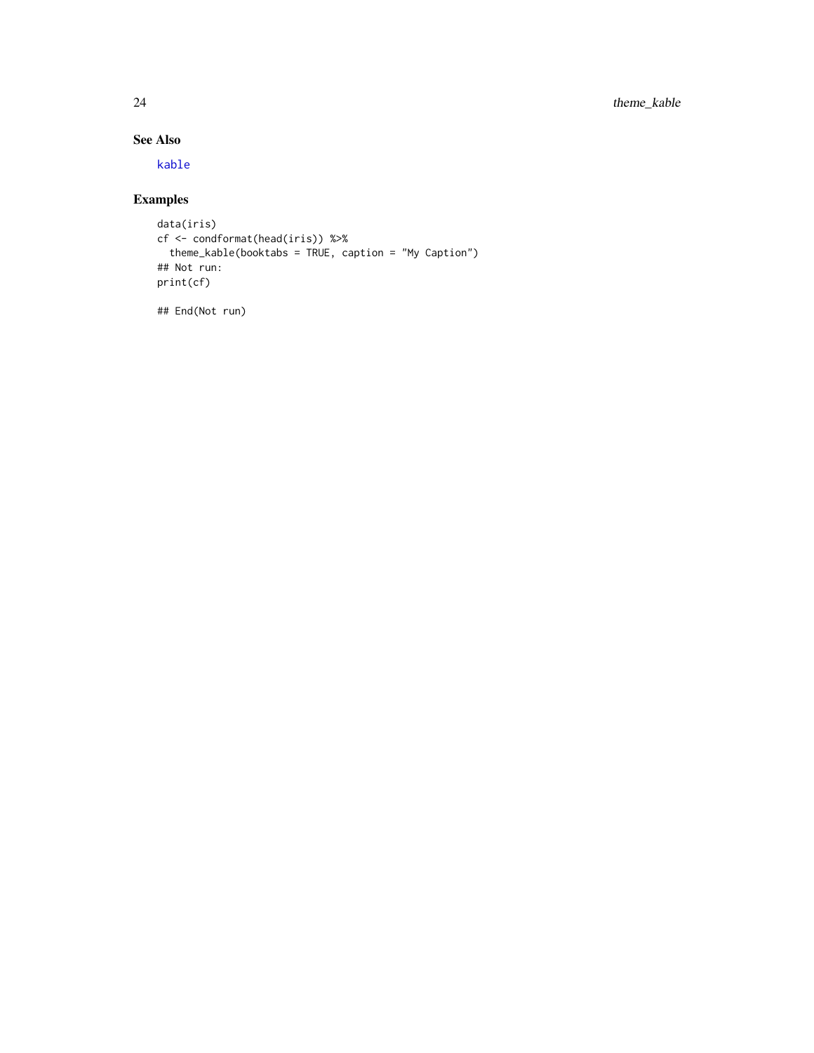## See Also

kable

## Examples

```
data(iris)
cf <- condformat(head(iris)) %>%
  theme_kable(booktabs = TRUE, caption = "My Caption")
## Not run:
print(cf)

## End(Not run)
```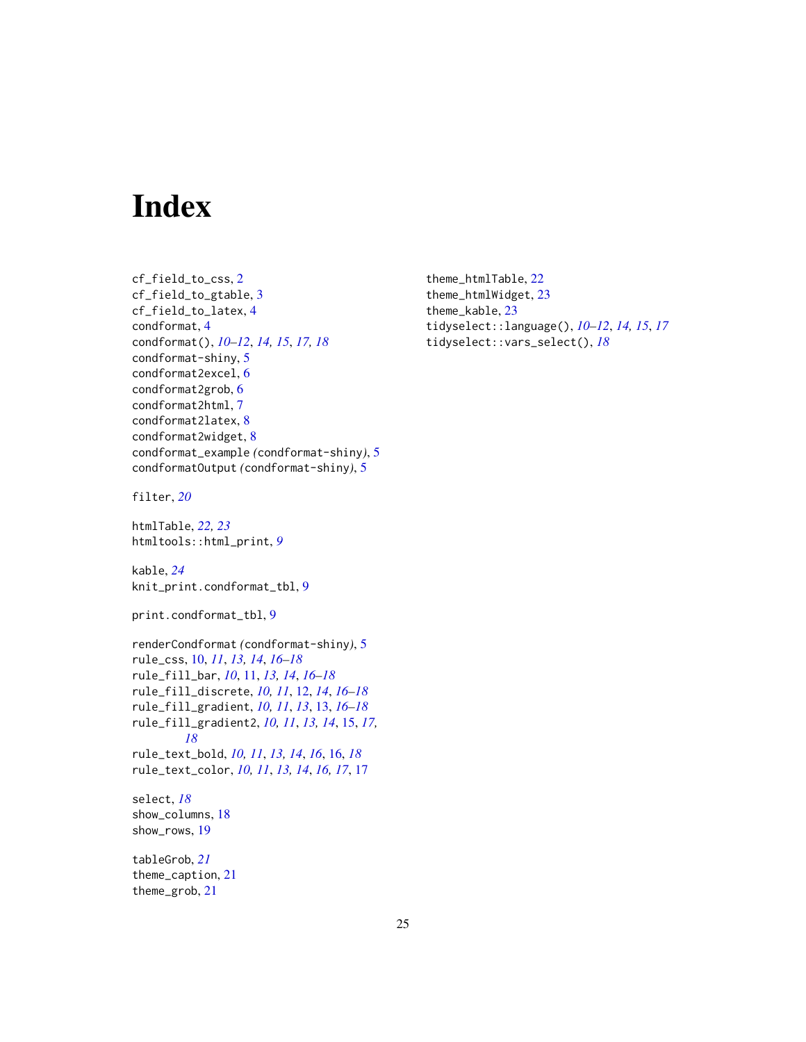# Index

cf_field_to_css, 2
cf_field_to_gtable, 3
cf_field_to_latex, 4
condformat, 4
condformat(), *10–12*, *14, 15*, *17, 18*
condformat-shiny, 5
condformat2excel, 6
condformat2grob, 6
condformat2html, 7
condformat2latex, 8
condformat2widget, 8
condformat_example *(*condformat-shiny*)*, 5
condformatOutput *(*condformat-shiny*)*, 5

filter, *20*

htmlTable, *22, 23*
htmltools::html_print, *9*

kable, *24*
knit_print.condformat_tbl, 9

print.condformat_tbl, 9

renderCondformat *(*condformat-shiny*)*, 5
rule_css, 10, *11*, *13, 14*, *16–18*
rule_fill_bar, *10*, 11, *13, 14*, *16–18*
rule_fill_discrete, *10, 11*, 12, *14*, *16–18*
rule_fill_gradient, *10, 11*, *13*, 13, *16–18*
rule_fill_gradient2, *10, 11*, *13, 14*, 15, *17, 18*
rule_text_bold, *10, 11*, *13, 14*, *16*, 16, *18*
rule_text_color, *10, 11*, *13, 14*, *16, 17*, 17

select, *18*
show_columns, 18
show_rows, 19

tableGrob, *21*
theme_caption, 21
theme_grob, 21
theme_htmlTable, 22
theme_htmlWidget, 23
theme_kable, 23
tidyselect::language(), *10–12*, *14, 15*, *17*
tidyselect::vars_select(), *18*